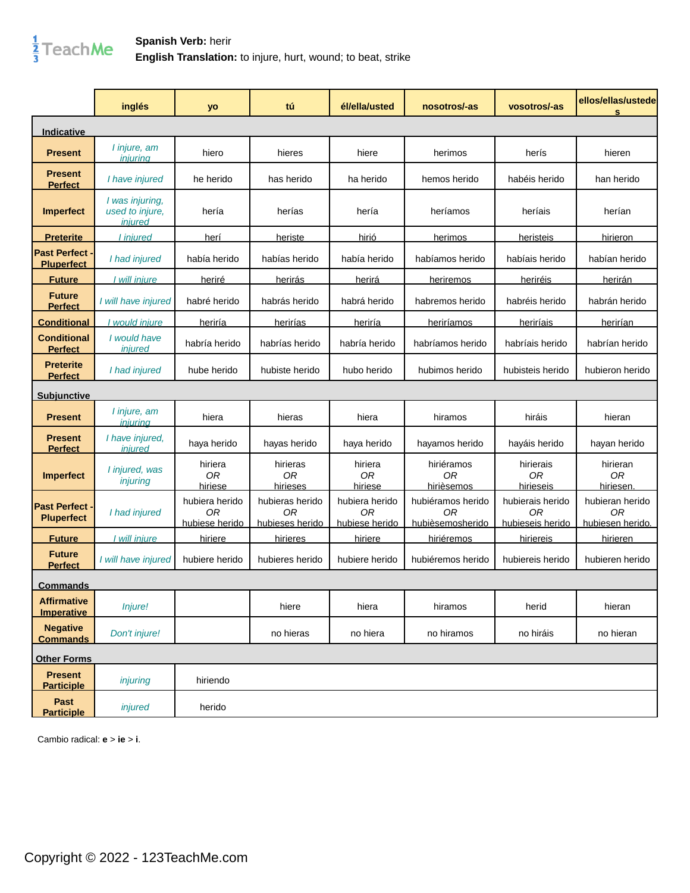**Spanish Verb:** herir
**English Translation:** to injure, hurt, wound; to beat, strike

| | inglés | yo | tú | él/ella/usted | nosotros/-as | vosotros/-as | ellos/ellas/ustedes |
|---|---|---|---|---|---|---|---|
| **Indicative** | | | | | | | |
| **Present** | *I injure, am injuring* | hiero | hieres | hiere | herimos | herís | hieren |
| **Present Perfect** | *I have injured* | he herido | has herido | ha herido | hemos herido | habéis herido | han herido |
| **Imperfect** | *I was injuring, used to injure, injured* | hería | herías | hería | heríamos | heríais | herían |
| **Preterite** | *I injured* | herí | heriste | hirió | herimos | heristeis | hirieron |
| **Past Perfect - Pluperfect** | *I had injured* | había herido | habías herido | había herido | habíamos herido | habíais herido | habían herido |
| **Future** | *I will injure* | heriré | herirás | herirá | heriremos | heriréis | herirán |
| **Future Perfect** | *I will have injured* | habré herido | habrás herido | habrá herido | habremos herido | habréis herido | habrán herido |
| **Conditional** | *I would injure* | heriría | herirías | heriría | heriríamos | heriríais | herirían |
| **Conditional Perfect** | *I would have injured* | habría herido | habrías herido | habría herido | habríamos herido | habríais herido | habrían herido |
| **Preterite Perfect** | *I had injured* | hube herido | hubiste herido | hubo herido | hubimos herido | hubisteis herido | hubieron herido |
| **Subjunctive** | | | | | | | |
| **Present** | *I injure, am injuring* | hiera | hieras | hiera | hiramos | hiráis | hieran |
| **Present Perfect** | *I have injured, injured* | haya herido | hayas herido | haya herido | hayamos herido | hayáis herido | hayan herido |
| **Imperfect** | *I injured, was injuring* | hiriera *OR* hiriese | hirieras *OR* hirieses | hiriera *OR* hiriese | hiriéramos *OR* hirièsemos | hirierais *OR* hirieseis | hirieran *OR* hiriesen. |
| **Past Perfect - Pluperfect** | *I had injured* | hubiera herido *OR* hubiese herido | hubieras herido *OR* hubieses herido | hubiera herido *OR* hubiese herido | hubiéramos herido *OR* hubièsemosherido | hubierais herido *OR* hubieseis herido | hubieran herido *OR* hubiesen herido. |
| **Future** | *I will injure* | hiriere | hirieres | hiriere | hiriéremos | hiriereis | hirieren |
| **Future Perfect** | *I will have injured* | hubiere herido | hubieres herido | hubiere herido | hubiéremos herido | hubiereis herido | hubieren herido |
| **Commands** | | | | | | | |
| **Affirmative Imperative** | *Injure!* | | hiere | hiera | hiramos | herid | hieran |
| **Negative Commands** | *Don't injure!* | | no hieras | no hiera | no hiramos | no hiráis | no hieran |
| **Other Forms** | | | | | | | |
| **Present Participle** | *injuring* | hiriendo | | | | | |
| **Past Participle** | *injured* | herido | | | | | |

Cambio radical: **e** > **ie** > **i**.

Copyright © 2022 - 123TeachMe.com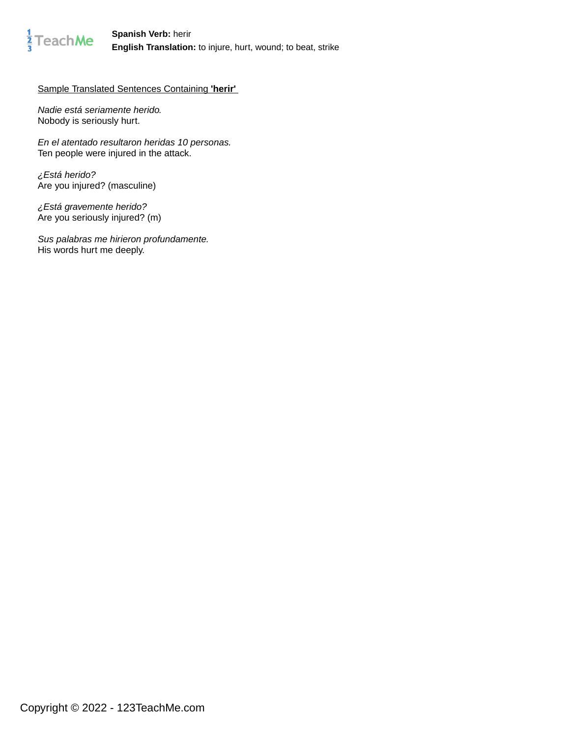**Spanish Verb:** herir
**English Translation:** to injure, hurt, wound; to beat, strike

Sample Translated Sentences Containing **'herir'**

*Nadie está seriamente herido.*
Nobody is seriously hurt.

*En el atentado resultaron heridas 10 personas.*
Ten people were injured in the attack.

*¿Está herido?*
Are you injured? (masculine)

*¿Está gravemente herido?*
Are you seriously injured? (m)

*Sus palabras me hirieron profundamente.*
His words hurt me deeply.

Copyright © 2022 - 123TeachMe.com